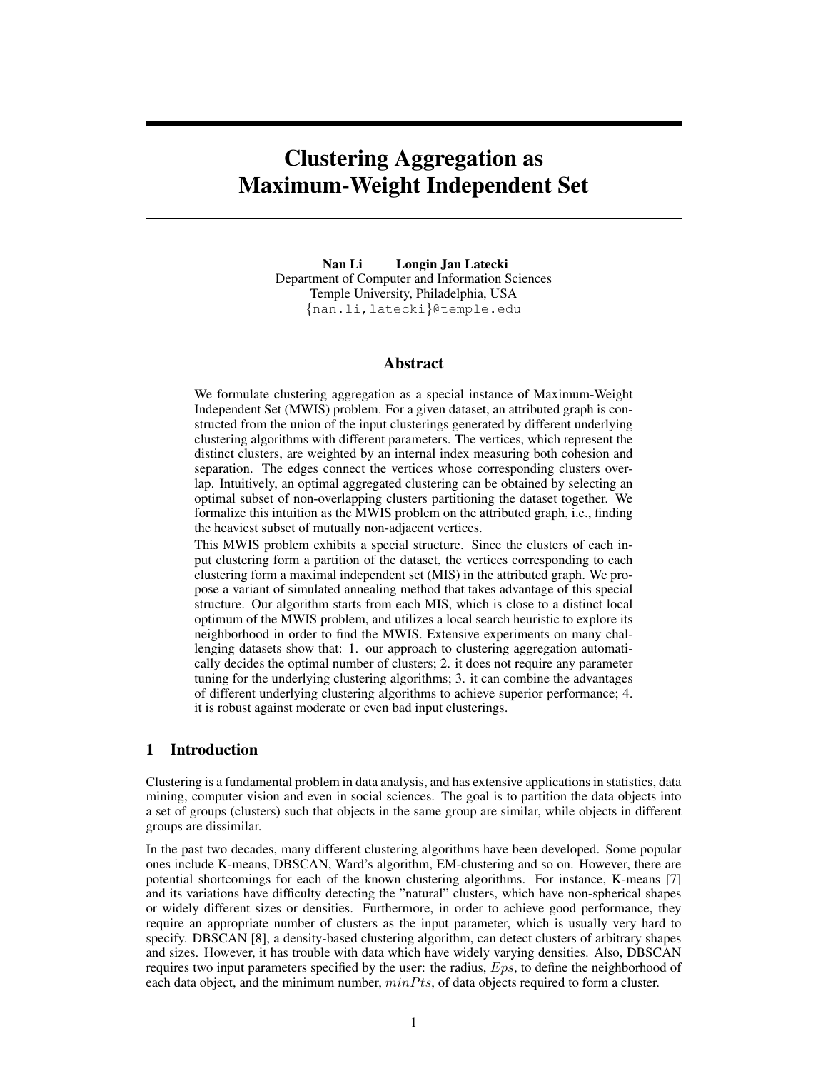# Clustering Aggregation as Maximum-Weight Independent Set

**Nan Li    Longin Jan Latecki**
Department of Computer and Information Sciences
Temple University, Philadelphia, USA
{nan.li,latecki}@temple.edu

## Abstract

We formulate clustering aggregation as a special instance of Maximum-Weight Independent Set (MWIS) problem. For a given dataset, an attributed graph is constructed from the union of the input clusterings generated by different underlying clustering algorithms with different parameters. The vertices, which represent the distinct clusters, are weighted by an internal index measuring both cohesion and separation. The edges connect the vertices whose corresponding clusters overlap. Intuitively, an optimal aggregated clustering can be obtained by selecting an optimal subset of non-overlapping clusters partitioning the dataset together. We formalize this intuition as the MWIS problem on the attributed graph, i.e., finding the heaviest subset of mutually non-adjacent vertices.

This MWIS problem exhibits a special structure. Since the clusters of each input clustering form a partition of the dataset, the vertices corresponding to each clustering form a maximal independent set (MIS) in the attributed graph. We propose a variant of simulated annealing method that takes advantage of this special structure. Our algorithm starts from each MIS, which is close to a distinct local optimum of the MWIS problem, and utilizes a local search heuristic to explore its neighborhood in order to find the MWIS. Extensive experiments on many challenging datasets show that: 1. our approach to clustering aggregation automatically decides the optimal number of clusters; 2. it does not require any parameter tuning for the underlying clustering algorithms; 3. it can combine the advantages of different underlying clustering algorithms to achieve superior performance; 4. it is robust against moderate or even bad input clusterings.

## 1 Introduction

Clustering is a fundamental problem in data analysis, and has extensive applications in statistics, data mining, computer vision and even in social sciences. The goal is to partition the data objects into a set of groups (clusters) such that objects in the same group are similar, while objects in different groups are dissimilar.

In the past two decades, many different clustering algorithms have been developed. Some popular ones include K-means, DBSCAN, Ward's algorithm, EM-clustering and so on. However, there are potential shortcomings for each of the known clustering algorithms. For instance, K-means [7] and its variations have difficulty detecting the "natural" clusters, which have non-spherical shapes or widely different sizes or densities. Furthermore, in order to achieve good performance, they require an appropriate number of clusters as the input parameter, which is usually very hard to specify. DBSCAN [8], a density-based clustering algorithm, can detect clusters of arbitrary shapes and sizes. However, it has trouble with data which have widely varying densities. Also, DBSCAN requires two input parameters specified by the user: the radius, $Eps$, to define the neighborhood of each data object, and the minimum number, $minPts$, of data objects required to form a cluster.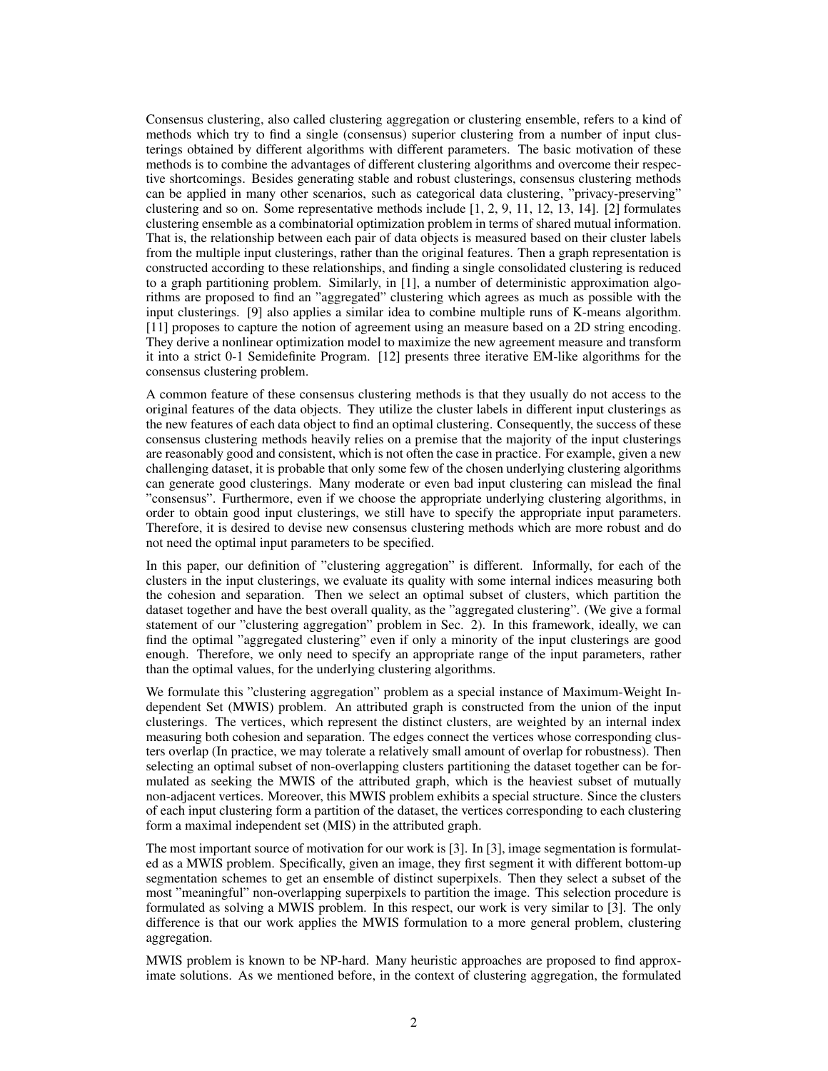Consensus clustering, also called clustering aggregation or clustering ensemble, refers to a kind of methods which try to find a single (consensus) superior clustering from a number of input clusterings obtained by different algorithms with different parameters. The basic motivation of these methods is to combine the advantages of different clustering algorithms and overcome their respective shortcomings. Besides generating stable and robust clusterings, consensus clustering methods can be applied in many other scenarios, such as categorical data clustering, "privacy-preserving" clustering and so on. Some representative methods include [1, 2, 9, 11, 12, 13, 14]. [2] formulates clustering ensemble as a combinatorial optimization problem in terms of shared mutual information. That is, the relationship between each pair of data objects is measured based on their cluster labels from the multiple input clusterings, rather than the original features. Then a graph representation is constructed according to these relationships, and finding a single consolidated clustering is reduced to a graph partitioning problem. Similarly, in [1], a number of deterministic approximation algorithms are proposed to find an "aggregated" clustering which agrees as much as possible with the input clusterings. [9] also applies a similar idea to combine multiple runs of K-means algorithm. [11] proposes to capture the notion of agreement using an measure based on a 2D string encoding. They derive a nonlinear optimization model to maximize the new agreement measure and transform it into a strict 0-1 Semidefinite Program. [12] presents three iterative EM-like algorithms for the consensus clustering problem.

A common feature of these consensus clustering methods is that they usually do not access to the original features of the data objects. They utilize the cluster labels in different input clusterings as the new features of each data object to find an optimal clustering. Consequently, the success of these consensus clustering methods heavily relies on a premise that the majority of the input clusterings are reasonably good and consistent, which is not often the case in practice. For example, given a new challenging dataset, it is probable that only some few of the chosen underlying clustering algorithms can generate good clusterings. Many moderate or even bad input clustering can mislead the final "consensus". Furthermore, even if we choose the appropriate underlying clustering algorithms, in order to obtain good input clusterings, we still have to specify the appropriate input parameters. Therefore, it is desired to devise new consensus clustering methods which are more robust and do not need the optimal input parameters to be specified.

In this paper, our definition of "clustering aggregation" is different. Informally, for each of the clusters in the input clusterings, we evaluate its quality with some internal indices measuring both the cohesion and separation. Then we select an optimal subset of clusters, which partition the dataset together and have the best overall quality, as the "aggregated clustering". (We give a formal statement of our "clustering aggregation" problem in Sec. 2). In this framework, ideally, we can find the optimal "aggregated clustering" even if only a minority of the input clusterings are good enough. Therefore, we only need to specify an appropriate range of the input parameters, rather than the optimal values, for the underlying clustering algorithms.

We formulate this "clustering aggregation" problem as a special instance of Maximum-Weight Independent Set (MWIS) problem. An attributed graph is constructed from the union of the input clusterings. The vertices, which represent the distinct clusters, are weighted by an internal index measuring both cohesion and separation. The edges connect the vertices whose corresponding clusters overlap (In practice, we may tolerate a relatively small amount of overlap for robustness). Then selecting an optimal subset of non-overlapping clusters partitioning the dataset together can be formulated as seeking the MWIS of the attributed graph, which is the heaviest subset of mutually non-adjacent vertices. Moreover, this MWIS problem exhibits a special structure. Since the clusters of each input clustering form a partition of the dataset, the vertices corresponding to each clustering form a maximal independent set (MIS) in the attributed graph.

The most important source of motivation for our work is [3]. In [3], image segmentation is formulated as a MWIS problem. Specifically, given an image, they first segment it with different bottom-up segmentation schemes to get an ensemble of distinct superpixels. Then they select a subset of the most "meaningful" non-overlapping superpixels to partition the image. This selection procedure is formulated as solving a MWIS problem. In this respect, our work is very similar to [3]. The only difference is that our work applies the MWIS formulation to a more general problem, clustering aggregation.

MWIS problem is known to be NP-hard. Many heuristic approaches are proposed to find approximate solutions. As we mentioned before, in the context of clustering aggregation, the formulated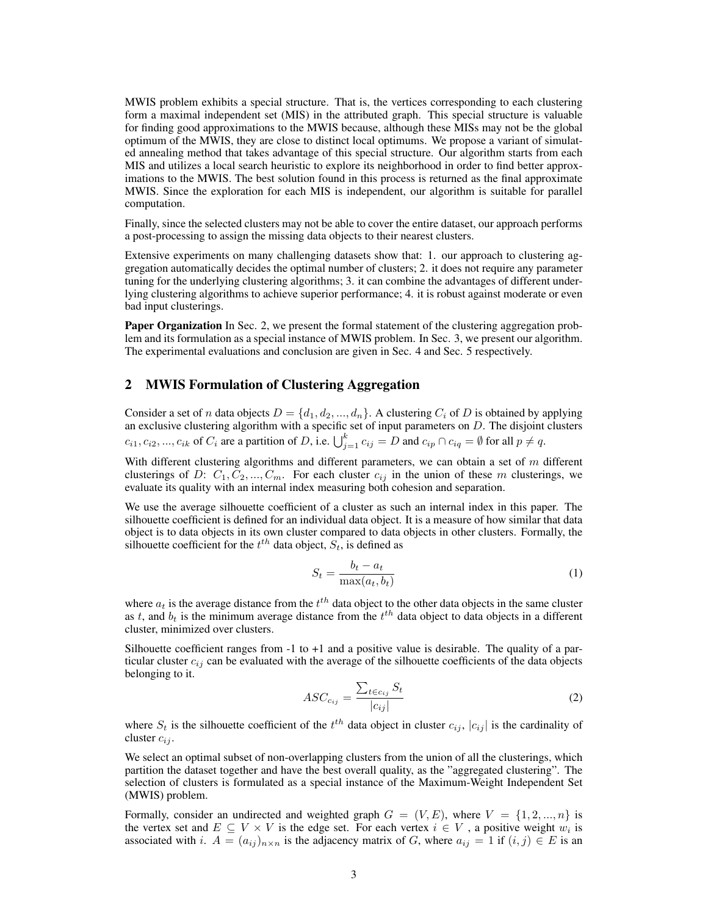MWIS problem exhibits a special structure. That is, the vertices corresponding to each clustering form a maximal independent set (MIS) in the attributed graph. This special structure is valuable for finding good approximations to the MWIS because, although these MISs may not be the global optimum of the MWIS, they are close to distinct local optimums. We propose a variant of simulated annealing method that takes advantage of this special structure. Our algorithm starts from each MIS and utilizes a local search heuristic to explore its neighborhood in order to find better approximations to the MWIS. The best solution found in this process is returned as the final approximate MWIS. Since the exploration for each MIS is independent, our algorithm is suitable for parallel computation.

Finally, since the selected clusters may not be able to cover the entire dataset, our approach performs a post-processing to assign the missing data objects to their nearest clusters.

Extensive experiments on many challenging datasets show that: 1. our approach to clustering aggregation automatically decides the optimal number of clusters; 2. it does not require any parameter tuning for the underlying clustering algorithms; 3. it can combine the advantages of different underlying clustering algorithms to achieve superior performance; 4. it is robust against moderate or even bad input clusterings.

**Paper Organization** In Sec. 2, we present the formal statement of the clustering aggregation problem and its formulation as a special instance of MWIS problem. In Sec. 3, we present our algorithm. The experimental evaluations and conclusion are given in Sec. 4 and Sec. 5 respectively.

## 2 MWIS Formulation of Clustering Aggregation

Consider a set of $n$ data objects $D = \{d_1, d_2, ..., d_n\}$. A clustering $C_i$ of $D$ is obtained by applying an exclusive clustering algorithm with a specific set of input parameters on $D$. The disjoint clusters $c_{i1}, c_{i2}, ..., c_{ik}$ of $C_i$ are a partition of $D$, i.e. $\bigcup_{j=1}^{k} c_{ij} = D$ and $c_{ip} \cap c_{iq} = \emptyset$ for all $p \neq q$.

With different clustering algorithms and different parameters, we can obtain a set of $m$ different clusterings of $D$: $C_1, C_2, ..., C_m$. For each cluster $c_{ij}$ in the union of these $m$ clusterings, we evaluate its quality with an internal index measuring both cohesion and separation.

We use the average silhouette coefficient of a cluster as such an internal index in this paper. The silhouette coefficient is defined for an individual data object. It is a measure of how similar that data object is to data objects in its own cluster compared to data objects in other clusters. Formally, the silhouette coefficient for the $t^{th}$ data object, $S_t$, is defined as

$$S_t = \frac{b_t - a_t}{\max(a_t, b_t)} \tag{1}$$

where $a_t$ is the average distance from the $t^{th}$ data object to the other data objects in the same cluster as $t$, and $b_t$ is the minimum average distance from the $t^{th}$ data object to data objects in a different cluster, minimized over clusters.

Silhouette coefficient ranges from -1 to +1 and a positive value is desirable. The quality of a particular cluster $c_{ij}$ can be evaluated with the average of the silhouette coefficients of the data objects belonging to it.

$$ASC_{c_{ij}} = \frac{\sum_{t \in c_{ij}} S_t}{|c_{ij}|} \tag{2}$$

where $S_t$ is the silhouette coefficient of the $t^{th}$ data object in cluster $c_{ij}$, $|c_{ij}|$ is the cardinality of cluster $c_{ij}$.

We select an optimal subset of non-overlapping clusters from the union of all the clusterings, which partition the dataset together and have the best overall quality, as the "aggregated clustering". The selection of clusters is formulated as a special instance of the Maximum-Weight Independent Set (MWIS) problem.

Formally, consider an undirected and weighted graph $G = (V, E)$, where $V = \{1, 2, ..., n\}$ is the vertex set and $E \subseteq V \times V$ is the edge set. For each vertex $i \in V$, a positive weight $w_i$ is associated with $i$. $A = (a_{ij})_{n \times n}$ is the adjacency matrix of $G$, where $a_{ij} = 1$ if $(i, j) \in E$ is an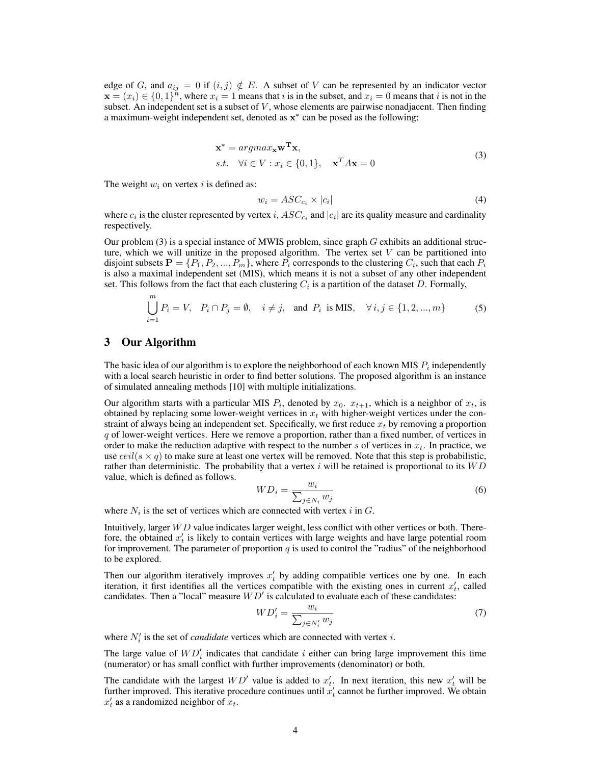edge of $G$, and $a_{ij} = 0$ if $(i, j) \notin E$. A subset of $V$ can be represented by an indicator vector $\mathbf{x} = (x_i) \in \{0, 1\}^n$, where $x_i = 1$ means that $i$ is in the subset, and $x_i = 0$ means that $i$ is not in the subset. An independent set is a subset of $V$, whose elements are pairwise nonadjacent. Then finding a maximum-weight independent set, denoted as $\mathbf{x}^*$ can be posed as the following:

$$
\begin{aligned}
&\mathbf{x}^* = argmax_{\mathbf{x}} \mathbf{w}^{\mathbf{T}} \mathbf{x}, \\
&s.t. \quad \forall i \in V : x_i \in \{0, 1\}, \quad \mathbf{x}^T A \mathbf{x} = 0
\end{aligned}
\tag{3}
$$

The weight $w_i$ on vertex $i$ is defined as:

$$
w_i = ASC_{c_i} \times |c_i| \tag{4}
$$

where $c_i$ is the cluster represented by vertex $i$, $ASC_{c_i}$ and $|c_i|$ are its quality measure and cardinality respectively.

Our problem (3) is a special instance of MWIS problem, since graph $G$ exhibits an additional structure, which we will unitize in the proposed algorithm. The vertex set $V$ can be partitioned into disjoint subsets $\mathbf{P} = \{P_1, P_2, ..., P_m\}$, where $P_i$ corresponds to the clustering $C_i$, such that each $P_i$ is also a maximal independent set (MIS), which means it is not a subset of any other independent set. This follows from the fact that each clustering $C_i$ is a partition of the dataset $D$. Formally,

$$
\bigcup_{i=1}^{m} P_i = V, \quad P_i \cap P_j = \emptyset, \quad i \neq j, \quad \text{and } P_i \text{ is MIS}, \quad \forall\, i, j \in \{1, 2, ..., m\} \tag{5}
$$

## 3 Our Algorithm

The basic idea of our algorithm is to explore the neighborhood of each known MIS $P_i$ independently with a local search heuristic in order to find better solutions. The proposed algorithm is an instance of simulated annealing methods [10] with multiple initializations.

Our algorithm starts with a particular MIS $P_i$, denoted by $x_0$. $x_{t+1}$, which is a neighbor of $x_t$, is obtained by replacing some lower-weight vertices in $x_t$ with higher-weight vertices under the constraint of always being an independent set. Specifically, we first reduce $x_t$ by removing a proportion $q$ of lower-weight vertices. Here we remove a proportion, rather than a fixed number, of vertices in order to make the reduction adaptive with respect to the number $s$ of vertices in $x_t$. In practice, we use $ceil(s \times q)$ to make sure at least one vertex will be removed. Note that this step is probabilistic, rather than deterministic. The probability that a vertex $i$ will be retained is proportional to its $WD$ value, which is defined as follows.

$$
WD_i = \frac{w_i}{\sum_{j \in N_i} w_j} \tag{6}
$$

where $N_i$ is the set of vertices which are connected with vertex $i$ in $G$.

Intuitively, larger $WD$ value indicates larger weight, less conflict with other vertices or both. Therefore, the obtained $x'_t$ is likely to contain vertices with large weights and have large potential room for improvement. The parameter of proportion $q$ is used to control the "radius" of the neighborhood to be explored.

Then our algorithm iteratively improves $x'_t$ by adding compatible vertices one by one. In each iteration, it first identifies all the vertices compatible with the existing ones in current $x'_t$, called candidates. Then a "local" measure $WD'$ is calculated to evaluate each of these candidates:

$$
WD'_i = \frac{w_i}{\sum_{j \in N'_i} w_j} \tag{7}
$$

where $N'_i$ is the set of *candidate* vertices which are connected with vertex $i$.

The large value of $WD'_i$ indicates that candidate $i$ either can bring large improvement this time (numerator) or has small conflict with further improvements (denominator) or both.

The candidate with the largest $WD'$ value is added to $x'_t$. In next iteration, this new $x'_t$ will be further improved. This iterative procedure continues until $x'_t$ cannot be further improved. We obtain $x'_t$ as a randomized neighbor of $x_t$.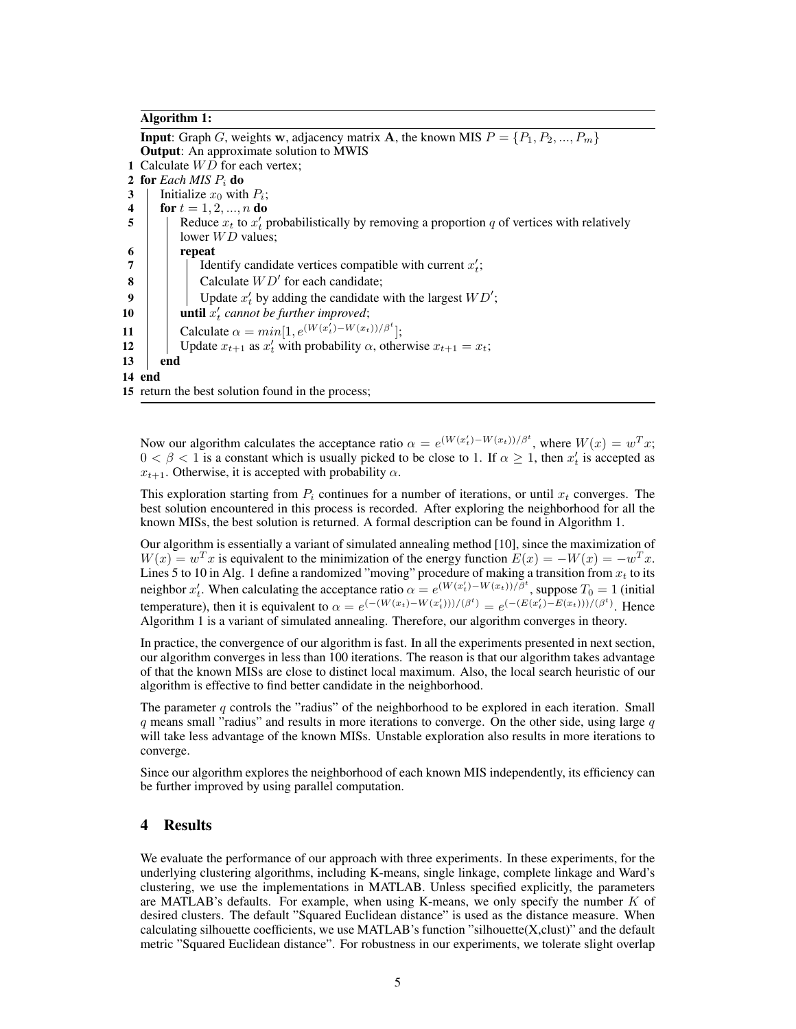**Algorithm 1:**

**Input**: Graph $G$, weights $\mathbf{w}$, adjacency matrix $\mathbf{A}$, the known MIS $P = \{P_1, P_2, ..., P_m\}$
**Output**: An approximate solution to MWIS

```
1  Calculate WD for each vertex;
2  for Each MIS P_i do
3  |   Initialize x_0 with P_i;
4  |   for t = 1, 2, ..., n do
5  |   |   Reduce x_t to x'_t probabilistically by removing a proportion q of vertices with relatively
   |   |   lower WD values;
6  |   |   repeat
7  |   |   |   Identify candidate vertices compatible with current x'_t;
8  |   |   |   Calculate WD' for each candidate;
9  |   |   |   Update x'_t by adding the candidate with the largest WD';
10 |   |   until x'_t cannot be further improved;
11 |   |   Calculate α = min[1, e^((W(x'_t) - W(x_t))/β^t)];
12 |   |   Update x_{t+1} as x'_t with probability α, otherwise x_{t+1} = x_t;
13 |   end
14 end
15 return the best solution found in the process;
```

Now our algorithm calculates the acceptance ratio $\alpha = e^{(W(x_t') - W(x_t))/\beta^t}$, where $W(x) = w^T x$; $0 < \beta < 1$ is a constant which is usually picked to be close to 1. If $\alpha \geq 1$, then $x_t'$ is accepted as $x_{t+1}$. Otherwise, it is accepted with probability $\alpha$.

This exploration starting from $P_i$ continues for a number of iterations, or until $x_t$ converges. The best solution encountered in this process is recorded. After exploring the neighborhood for all the known MISs, the best solution is returned. A formal description can be found in Algorithm 1.

Our algorithm is essentially a variant of simulated annealing method [10], since the maximization of $W(x) = w^T x$ is equivalent to the minimization of the energy function $E(x) = -W(x) = -w^T x$. Lines 5 to 10 in Alg. 1 define a randomized "moving" procedure of making a transition from $x_t$ to its neighbor $x_t'$. When calculating the acceptance ratio $\alpha = e^{(W(x_t') - W(x_t))/\beta^t}$, suppose $T_0 = 1$ (initial temperature), then it is equivalent to $\alpha = e^{(-(W(x_t) - W(x_t')))/(\beta^t)} = e^{(-(E(x_t') - E(x_t)))/(\beta^t)}$. Hence Algorithm 1 is a variant of simulated annealing. Therefore, our algorithm converges in theory.

In practice, the convergence of our algorithm is fast. In all the experiments presented in next section, our algorithm converges in less than 100 iterations. The reason is that our algorithm takes advantage of that the known MISs are close to distinct local maximum. Also, the local search heuristic of our algorithm is effective to find better candidate in the neighborhood.

The parameter $q$ controls the "radius" of the neighborhood to be explored in each iteration. Small $q$ means small "radius" and results in more iterations to converge. On the other side, using large $q$ will take less advantage of the known MISs. Unstable exploration also results in more iterations to converge.

Since our algorithm explores the neighborhood of each known MIS independently, its efficiency can be further improved by using parallel computation.

## 4 Results

We evaluate the performance of our approach with three experiments. In these experiments, for the underlying clustering algorithms, including K-means, single linkage, complete linkage and Ward's clustering, we use the implementations in MATLAB. Unless specified explicitly, the parameters are MATLAB's defaults. For example, when using K-means, we only specify the number $K$ of desired clusters. The default "Squared Euclidean distance" is used as the distance measure. When calculating silhouette coefficients, we use MATLAB's function "silhouette(X,clust)" and the default metric "Squared Euclidean distance". For robustness in our experiments, we tolerate slight overlap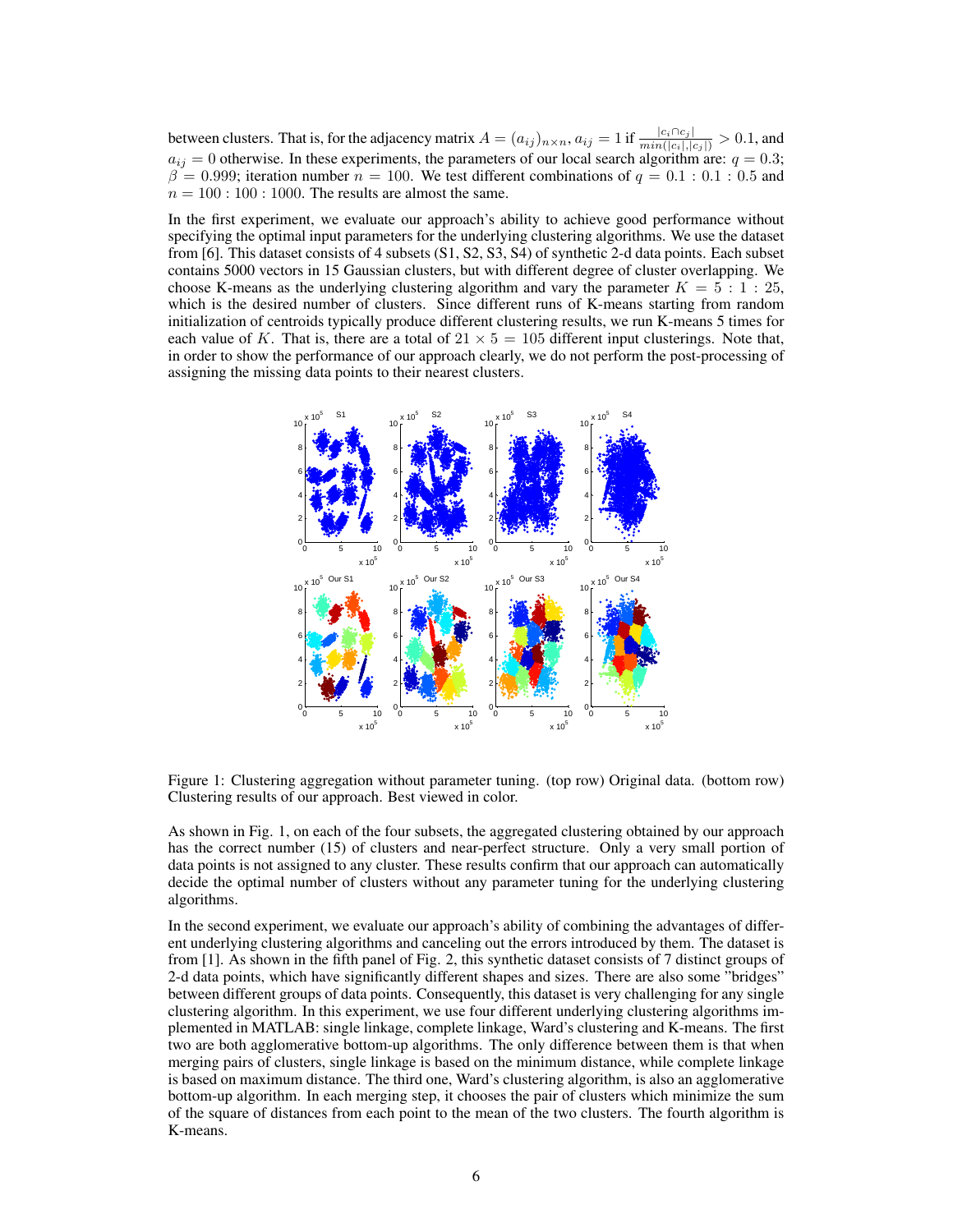between clusters. That is, for the adjacency matrix $A = (a_{ij})_{n \times n}$, $a_{ij} = 1$ if $\frac{|c_i \cap c_j|}{min(|c_i|, |c_j|)} > 0.1$, and $a_{ij} = 0$ otherwise. In these experiments, the parameters of our local search algorithm are: $q = 0.3$; $\beta = 0.999$; iteration number $n = 100$. We test different combinations of $q = 0.1 : 0.1 : 0.5$ and $n = 100 : 100 : 1000$. The results are almost the same.

In the first experiment, we evaluate our approach's ability to achieve good performance without specifying the optimal input parameters for the underlying clustering algorithms. We use the dataset from [6]. This dataset consists of 4 subsets (S1, S2, S3, S4) of synthetic 2-d data points. Each subset contains 5000 vectors in 15 Gaussian clusters, but with different degree of cluster overlapping. We choose K-means as the underlying clustering algorithm and vary the parameter $K = 5 : 1 : 25$, which is the desired number of clusters. Since different runs of K-means starting from random initialization of centroids typically produce different clustering results, we run K-means 5 times for each value of $K$. That is, there are a total of $21 \times 5 = 105$ different input clusterings. Note that, in order to show the performance of our approach clearly, we do not perform the post-processing of assigning the missing data points to their nearest clusters.

Figure 1: Clustering aggregation without parameter tuning. (top row) Original data. (bottom row) Clustering results of our approach. Best viewed in color.

As shown in Fig. 1, on each of the four subsets, the aggregated clustering obtained by our approach has the correct number (15) of clusters and near-perfect structure. Only a very small portion of data points is not assigned to any cluster. These results confirm that our approach can automatically decide the optimal number of clusters without any parameter tuning for the underlying clustering algorithms.

In the second experiment, we evaluate our approach's ability of combining the advantages of different underlying clustering algorithms and canceling out the errors introduced by them. The dataset is from [1]. As shown in the fifth panel of Fig. 2, this synthetic dataset consists of 7 distinct groups of 2-d data points, which have significantly different shapes and sizes. There are also some "bridges" between different groups of data points. Consequently, this dataset is very challenging for any single clustering algorithm. In this experiment, we use four different underlying clustering algorithms implemented in MATLAB: single linkage, complete linkage, Ward's clustering and K-means. The first two are both agglomerative bottom-up algorithms. The only difference between them is that when merging pairs of clusters, single linkage is based on the minimum distance, while complete linkage is based on maximum distance. The third one, Ward's clustering algorithm, is also an agglomerative bottom-up algorithm. In each merging step, it chooses the pair of clusters which minimize the sum of the square of distances from each point to the mean of the two clusters. The fourth algorithm is K-means.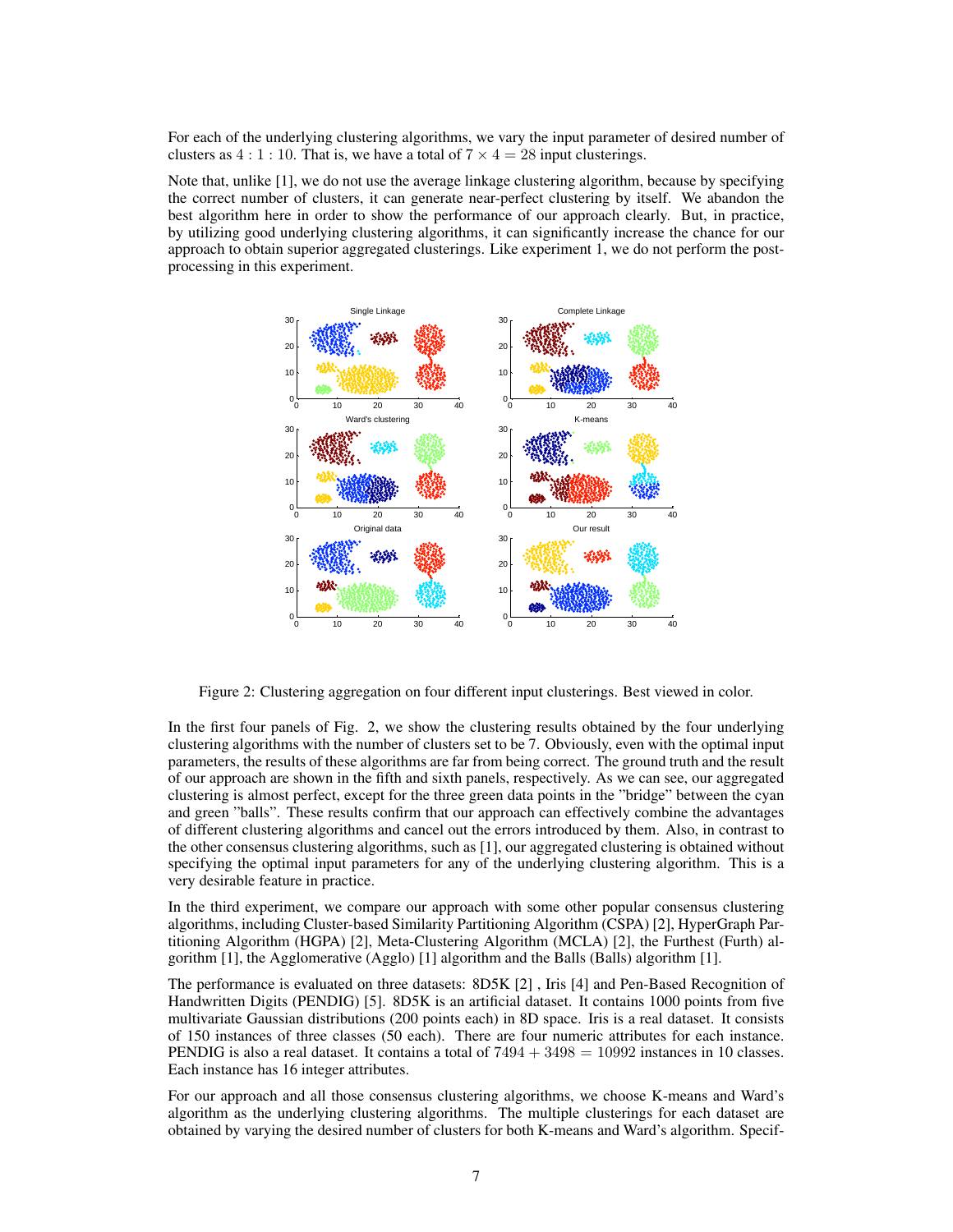For each of the underlying clustering algorithms, we vary the input parameter of desired number of clusters as $4 : 1 : 10$. That is, we have a total of $7 \times 4 = 28$ input clusterings.

Note that, unlike [1], we do not use the average linkage clustering algorithm, because by specifying the correct number of clusters, it can generate near-perfect clustering by itself. We abandon the best algorithm here in order to show the performance of our approach clearly. But, in practice, by utilizing good underlying clustering algorithms, it can significantly increase the chance for our approach to obtain superior aggregated clusterings. Like experiment 1, we do not perform the post-processing in this experiment.

Figure 2: Clustering aggregation on four different input clusterings. Best viewed in color.

In the first four panels of Fig. 2, we show the clustering results obtained by the four underlying clustering algorithms with the number of clusters set to be 7. Obviously, even with the optimal input parameters, the results of these algorithms are far from being correct. The ground truth and the result of our approach are shown in the fifth and sixth panels, respectively. As we can see, our aggregated clustering is almost perfect, except for the three green data points in the "bridge" between the cyan and green "balls". These results confirm that our approach can effectively combine the advantages of different clustering algorithms and cancel out the errors introduced by them. Also, in contrast to the other consensus clustering algorithms, such as [1], our aggregated clustering is obtained without specifying the optimal input parameters for any of the underlying clustering algorithm. This is a very desirable feature in practice.

In the third experiment, we compare our approach with some other popular consensus clustering algorithms, including Cluster-based Similarity Partitioning Algorithm (CSPA) [2], HyperGraph Partitioning Algorithm (HGPA) [2], Meta-Clustering Algorithm (MCLA) [2], the Furthest (Furth) algorithm [1], the Agglomerative (Agglo) [1] algorithm and the Balls (Balls) algorithm [1].

The performance is evaluated on three datasets: 8D5K [2] , Iris [4] and Pen-Based Recognition of Handwritten Digits (PENDIG) [5]. 8D5K is an artificial dataset. It contains 1000 points from five multivariate Gaussian distributions (200 points each) in 8D space. Iris is a real dataset. It consists of 150 instances of three classes (50 each). There are four numeric attributes for each instance. PENDIG is also a real dataset. It contains a total of $7494 + 3498 = 10992$ instances in 10 classes. Each instance has 16 integer attributes.

For our approach and all those consensus clustering algorithms, we choose K-means and Ward's algorithm as the underlying clustering algorithms. The multiple clusterings for each dataset are obtained by varying the desired number of clusters for both K-means and Ward's algorithm. Specif-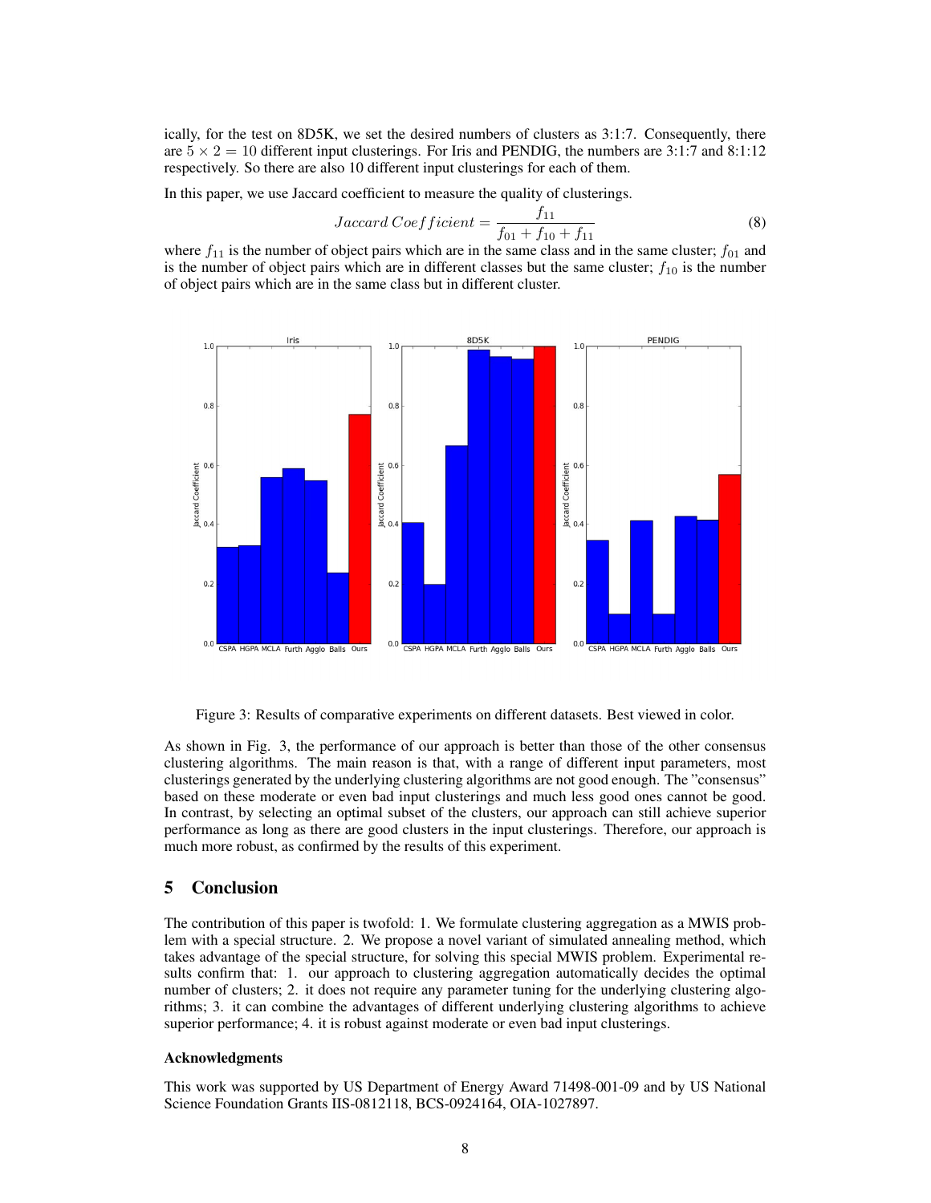ically, for the test on 8D5K, we set the desired numbers of clusters as 3:1:7. Consequently, there are $5 \times 2 = 10$ different input clusterings. For Iris and PENDIG, the numbers are 3:1:7 and 8:1:12 respectively. So there are also 10 different input clusterings for each of them.

In this paper, we use Jaccard coefficient to measure the quality of clusterings.

$$Jaccard\ Coefficient = \frac{f_{11}}{f_{01} + f_{10} + f_{11}} \tag{8}$$

where $f_{11}$ is the number of object pairs which are in the same class and in the same cluster; $f_{01}$ and is the number of object pairs which are in different classes but the same cluster; $f_{10}$ is the number of object pairs which are in the same class but in different cluster.

Figure 3: Results of comparative experiments on different datasets. Best viewed in color.

As shown in Fig. 3, the performance of our approach is better than those of the other consensus clustering algorithms. The main reason is that, with a range of different input parameters, most clusterings generated by the underlying clustering algorithms are not good enough. The "consensus" based on these moderate or even bad input clusterings and much less good ones cannot be good. In contrast, by selecting an optimal subset of the clusters, our approach can still achieve superior performance as long as there are good clusters in the input clusterings. Therefore, our approach is much more robust, as confirmed by the results of this experiment.

## 5 Conclusion

The contribution of this paper is twofold: 1. We formulate clustering aggregation as a MWIS problem with a special structure. 2. We propose a novel variant of simulated annealing method, which takes advantage of the special structure, for solving this special MWIS problem. Experimental results confirm that: 1. our approach to clustering aggregation automatically decides the optimal number of clusters; 2. it does not require any parameter tuning for the underlying clustering algorithms; 3. it can combine the advantages of different underlying clustering algorithms to achieve superior performance; 4. it is robust against moderate or even bad input clusterings.

### Acknowledgments

This work was supported by US Department of Energy Award 71498-001-09 and by US National Science Foundation Grants IIS-0812118, BCS-0924164, OIA-1027897.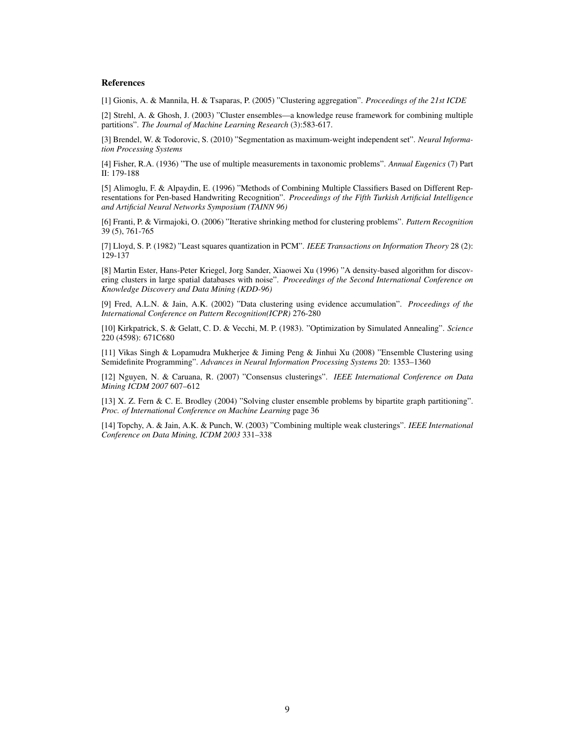## References

[1] Gionis, A. & Mannila, H. & Tsaparas, P. (2005) "Clustering aggregation". *Proceedings of the 21st ICDE*

[2] Strehl, A. & Ghosh, J. (2003) "Cluster ensembles—a knowledge reuse framework for combining multiple partitions". *The Journal of Machine Learning Research* (3):583-617.

[3] Brendel, W. & Todorovic, S. (2010) "Segmentation as maximum-weight independent set". *Neural Information Processing Systems*

[4] Fisher, R.A. (1936) "The use of multiple measurements in taxonomic problems". *Annual Eugenics* (7) Part II: 179-188

[5] Alimoglu, F. & Alpaydin, E. (1996) "Methods of Combining Multiple Classifiers Based on Different Representations for Pen-based Handwriting Recognition". *Proceedings of the Fifth Turkish Artificial Intelligence and Artificial Neural Networks Symposium (TAINN 96)*

[6] Franti, P. & Virmajoki, O. (2006) "Iterative shrinking method for clustering problems". *Pattern Recognition* 39 (5), 761-765

[7] Lloyd, S. P. (1982) "Least squares quantization in PCM". *IEEE Transactions on Information Theory* 28 (2): 129-137

[8] Martin Ester, Hans-Peter Kriegel, Jorg Sander, Xiaowei Xu (1996) "A density-based algorithm for discovering clusters in large spatial databases with noise". *Proceedings of the Second International Conference on Knowledge Discovery and Data Mining (KDD-96)*

[9] Fred, A.L.N. & Jain, A.K. (2002) "Data clustering using evidence accumulation". *Proceedings of the International Conference on Pattern Recognition(ICPR)* 276-280

[10] Kirkpatrick, S. & Gelatt, C. D. & Vecchi, M. P. (1983). "Optimization by Simulated Annealing". *Science* 220 (4598): 671C680

[11] Vikas Singh & Lopamudra Mukherjee & Jiming Peng & Jinhui Xu (2008) "Ensemble Clustering using Semidefinite Programming". *Advances in Neural Information Processing Systems* 20: 1353–1360

[12] Nguyen, N. & Caruana, R. (2007) "Consensus clusterings". *IEEE International Conference on Data Mining ICDM 2007* 607–612

[13] X. Z. Fern & C. E. Brodley (2004) "Solving cluster ensemble problems by bipartite graph partitioning". *Proc. of International Conference on Machine Learning* page 36

[14] Topchy, A. & Jain, A.K. & Punch, W. (2003) "Combining multiple weak clusterings". *IEEE International Conference on Data Mining, ICDM 2003* 331–338